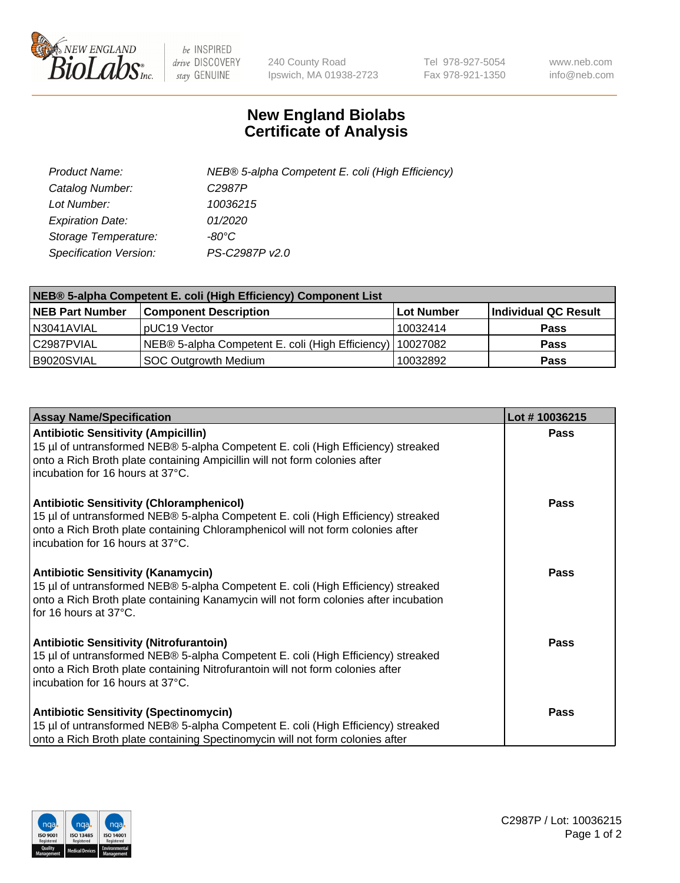New England BioLabs Inc. — be INSPIRED drive DISCOVERY stay GENUINE

240 County Road
Ipswich, MA 01938-2723

Tel 978-927-5054
Fax 978-921-1350

www.neb.com
info@neb.com

# New England Biolabs Certificate of Analysis

| | |
|---|---|
| *Product Name:* | *NEB® 5-alpha Competent E. coli (High Efficiency)* |
| *Catalog Number:* | *C2987P* |
| *Lot Number:* | *10036215* |
| *Expiration Date:* | *01/2020* |
| *Storage Temperature:* | *-80°C* |
| *Specification Version:* | *PS-C2987P v2.0* |

| **NEB® 5-alpha Competent E. coli (High Efficiency) Component List** | | | |
|---|---|---|---|
| **NEB Part Number** | **Component Description** | **Lot Number** | **Individual QC Result** |
| N3041AVIAL | pUC19 Vector | 10032414 | **Pass** |
| C2987PVIAL | NEB® 5-alpha Competent E. coli (High Efficiency) | 10027082 | **Pass** |
| B9020SVIAL | SOC Outgrowth Medium | 10032892 | **Pass** |

| **Assay Name/Specification** | **Lot # 10036215** |
|---|---|
| **Antibiotic Sensitivity (Ampicillin)**<br>15 µl of untransformed NEB® 5-alpha Competent E. coli (High Efficiency) streaked onto a Rich Broth plate containing Ampicillin will not form colonies after incubation for 16 hours at 37°C. | **Pass** |
| **Antibiotic Sensitivity (Chloramphenicol)**<br>15 µl of untransformed NEB® 5-alpha Competent E. coli (High Efficiency) streaked onto a Rich Broth plate containing Chloramphenicol will not form colonies after incubation for 16 hours at 37°C. | **Pass** |
| **Antibiotic Sensitivity (Kanamycin)**<br>15 µl of untransformed NEB® 5-alpha Competent E. coli (High Efficiency) streaked onto a Rich Broth plate containing Kanamycin will not form colonies after incubation for 16 hours at 37°C. | **Pass** |
| **Antibiotic Sensitivity (Nitrofurantoin)**<br>15 µl of untransformed NEB® 5-alpha Competent E. coli (High Efficiency) streaked onto a Rich Broth plate containing Nitrofurantoin will not form colonies after incubation for 16 hours at 37°C. | **Pass** |
| **Antibiotic Sensitivity (Spectinomycin)**<br>15 µl of untransformed NEB® 5-alpha Competent E. coli (High Efficiency) streaked onto a Rich Broth plate containing Spectinomycin will not form colonies after | **Pass** |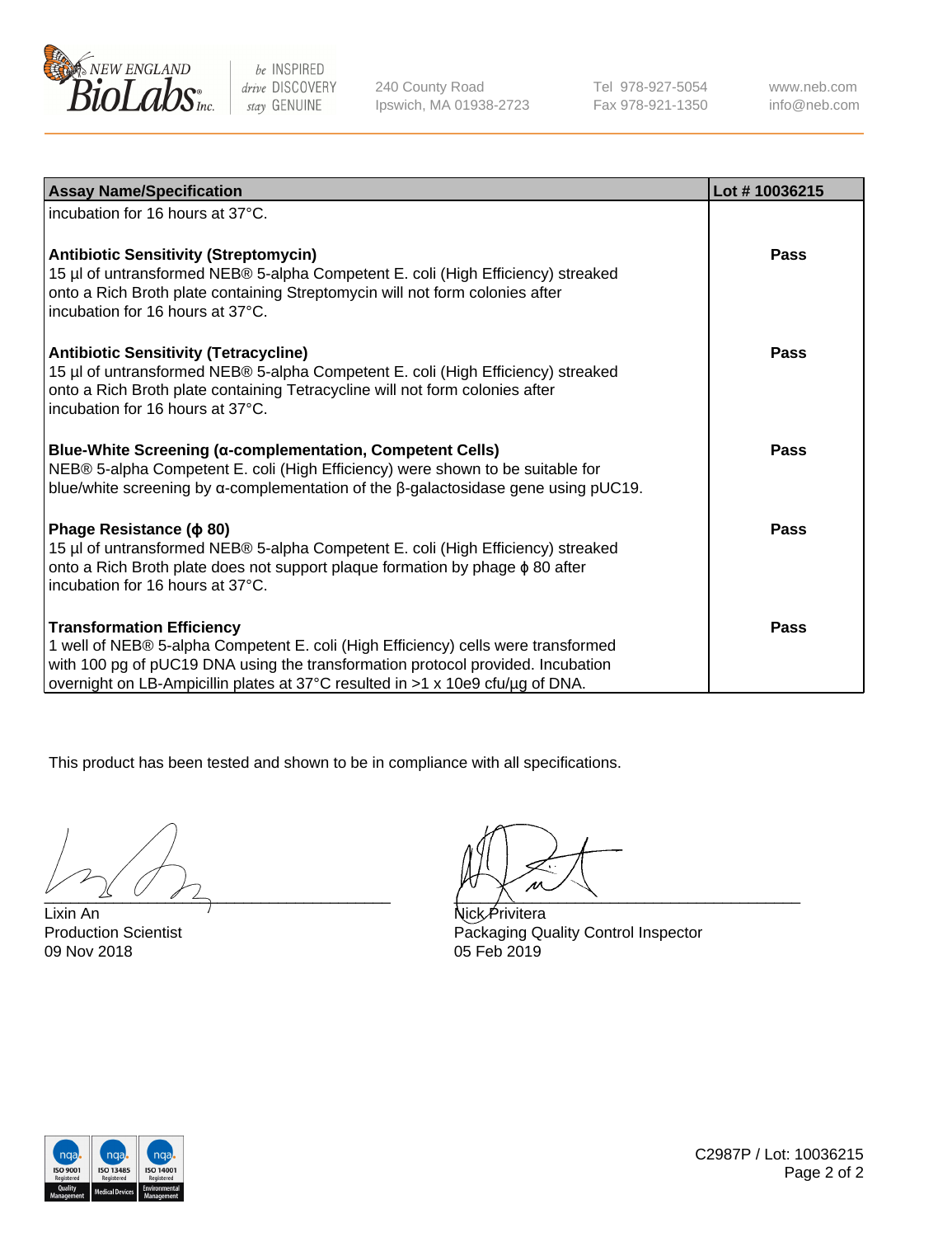| Assay Name/Specification | Lot # 10036215 |
|---|---|
| incubation for 16 hours at 37°C. | |
| **Antibiotic Sensitivity (Streptomycin)**<br>15 µl of untransformed NEB® 5-alpha Competent E. coli (High Efficiency) streaked onto a Rich Broth plate containing Streptomycin will not form colonies after incubation for 16 hours at 37°C. | **Pass** |
| **Antibiotic Sensitivity (Tetracycline)**<br>15 µl of untransformed NEB® 5-alpha Competent E. coli (High Efficiency) streaked onto a Rich Broth plate containing Tetracycline will not form colonies after incubation for 16 hours at 37°C. | **Pass** |
| **Blue-White Screening (α-complementation, Competent Cells)**<br>NEB® 5-alpha Competent E. coli (High Efficiency) were shown to be suitable for blue/white screening by α-complementation of the β-galactosidase gene using pUC19. | **Pass** |
| **Phage Resistance (ϕ 80)**<br>15 µl of untransformed NEB® 5-alpha Competent E. coli (High Efficiency) streaked onto a Rich Broth plate does not support plaque formation by phage ϕ 80 after incubation for 16 hours at 37°C. | **Pass** |
| **Transformation Efficiency**<br>1 well of NEB® 5-alpha Competent E. coli (High Efficiency) cells were transformed with 100 pg of pUC19 DNA using the transformation protocol provided. Incubation overnight on LB-Ampicillin plates at 37°C resulted in >1 x 10e9 cfu/µg of DNA. | **Pass** |

This product has been tested and shown to be in compliance with all specifications.

Lixin An
Production Scientist
09 Nov 2018

Nick Privitera
Packaging Quality Control Inspector
05 Feb 2019

C2987P / Lot: 10036215